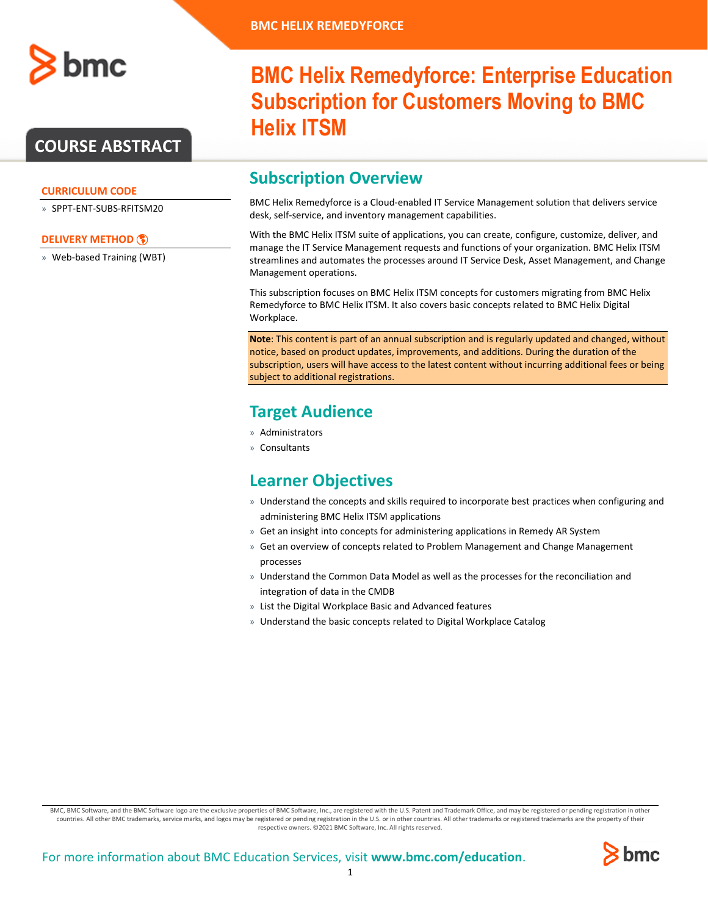BMC HELIX REMEDYFORCE

# BMC Helix Remedyforce: Enterprise Education Subscription for Customers Moving to BMC Helix ITSM

COURSE ABSTRACT

### CURRICULUM CODE

» SPPT-ENT-SUBS-RFITSM20

### DELIVERY METHOD

» Web-based Training (WBT)

## Subscription Overview

BMC Helix Remedyforce is a Cloud-enabled IT Service Management solution that delivers service desk, self-service, and inventory management capabilities.

With the BMC Helix ITSM suite of applications, you can create, configure, customize, deliver, and manage the IT Service Management requests and functions of your organization. BMC Helix ITSM streamlines and automates the processes around IT Service Desk, Asset Management, and Change Management operations.

This subscription focuses on BMC Helix ITSM concepts for customers migrating from BMC Helix Remedyforce to BMC Helix ITSM. It also covers basic concepts related to BMC Helix Digital Workplace.

**Note**: This content is part of an annual subscription and is regularly updated and changed, without notice, based on product updates, improvements, and additions. During the duration of the subscription, users will have access to the latest content without incurring additional fees or being subject to additional registrations.

## Target Audience

» Administrators
» Consultants

## Learner Objectives

» Understand the concepts and skills required to incorporate best practices when configuring and administering BMC Helix ITSM applications
» Get an insight into concepts for administering applications in Remedy AR System
» Get an overview of concepts related to Problem Management and Change Management processes
» Understand the Common Data Model as well as the processes for the reconciliation and integration of data in the CMDB
» List the Digital Workplace Basic and Advanced features
» Understand the basic concepts related to Digital Workplace Catalog

BMC, BMC Software, and the BMC Software logo are the exclusive properties of BMC Software, Inc., are registered with the U.S. Patent and Trademark Office, and may be registered or pending registration in other countries. All other BMC trademarks, service marks, and logos may be registered or pending registration in the U.S. or in other countries. All other trademarks or registered trademarks are the property of their respective owners. ©2021 BMC Software, Inc. All rights reserved.

For more information about BMC Education Services, visit **www.bmc.com/education**.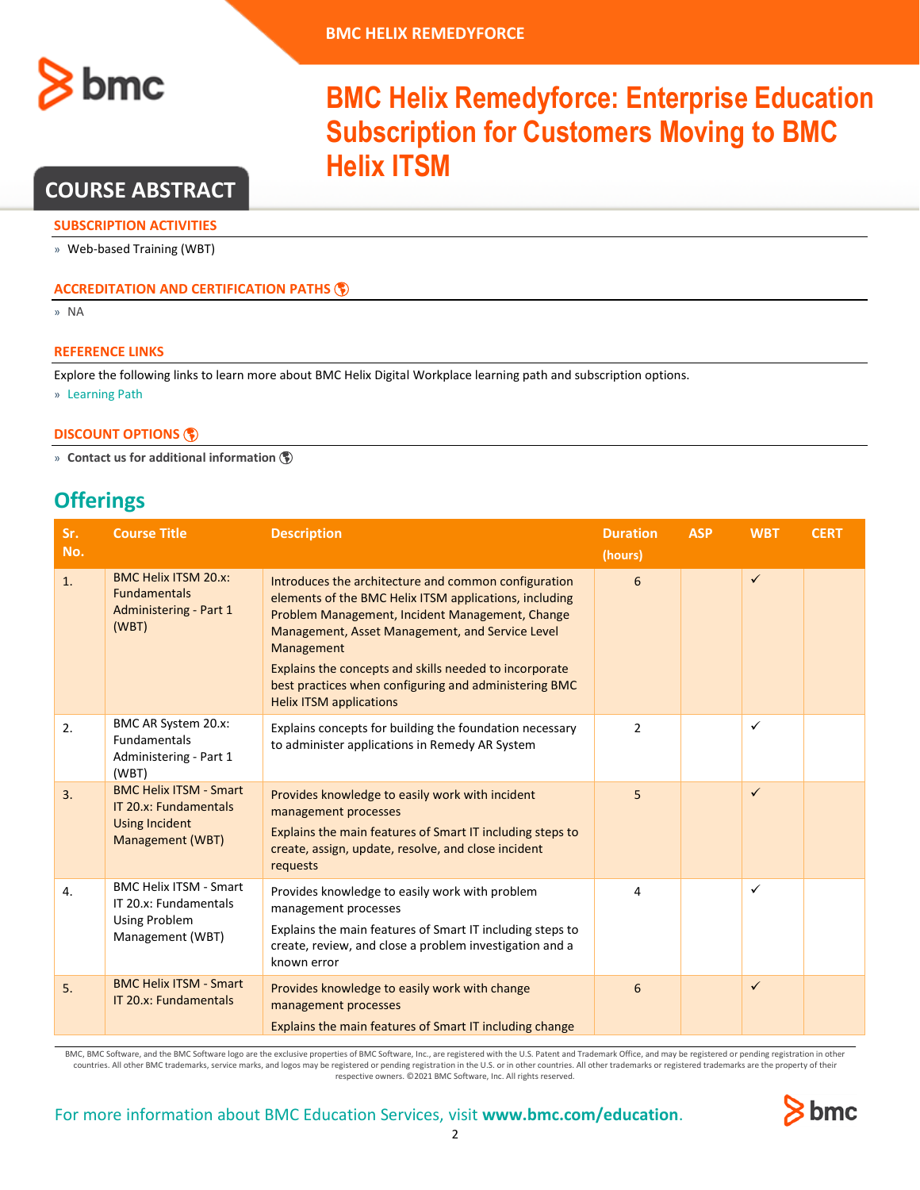# BMC Helix Remedyforce: Enterprise Education Subscription for Customers Moving to BMC Helix ITSM

## COURSE ABSTRACT

### SUBSCRIPTION ACTIVITIES

» Web-based Training (WBT)

### ACCREDITATION AND CERTIFICATION PATHS

» NA

### REFERENCE LINKS

Explore the following links to learn more about BMC Helix Digital Workplace learning path and subscription options.

» Learning Path

### DISCOUNT OPTIONS

» **Contact us for additional information**

## Offerings

| Sr. No. | Course Title | Description | Duration (hours) | ASP | WBT | CERT |
|---|---|---|---|---|---|---|
| 1. | BMC Helix ITSM 20.x: Fundamentals Administering - Part 1 (WBT) | Introduces the architecture and common configuration elements of the BMC Helix ITSM applications, including Problem Management, Incident Management, Change Management, Asset Management, and Service Level Management<br>Explains the concepts and skills needed to incorporate best practices when configuring and administering BMC Helix ITSM applications | 6 | | ✓ | |
| 2. | BMC AR System 20.x: Fundamentals Administering - Part 1 (WBT) | Explains concepts for building the foundation necessary to administer applications in Remedy AR System | 2 | | ✓ | |
| 3. | BMC Helix ITSM - Smart IT 20.x: Fundamentals Using Incident Management (WBT) | Provides knowledge to easily work with incident management processes<br>Explains the main features of Smart IT including steps to create, assign, update, resolve, and close incident requests | 5 | | ✓ | |
| 4. | BMC Helix ITSM - Smart IT 20.x: Fundamentals Using Problem Management (WBT) | Provides knowledge to easily work with problem management processes<br>Explains the main features of Smart IT including steps to create, review, and close a problem investigation and a known error | 4 | | ✓ | |
| 5. | BMC Helix ITSM - Smart IT 20.x: Fundamentals | Provides knowledge to easily work with change management processes<br>Explains the main features of Smart IT including change | 6 | | ✓ | |

BMC, BMC Software, and the BMC Software logo are the exclusive properties of BMC Software, Inc., are registered with the U.S. Patent and Trademark Office, and may be registered or pending registration in other countries. All other BMC trademarks, service marks, and logos may be registered or pending registration in the U.S. or in other countries. All other trademarks or registered trademarks are the property of their respective owners. ©2021 BMC Software, Inc. All rights reserved.

For more information about BMC Education Services, visit **www.bmc.com/education**.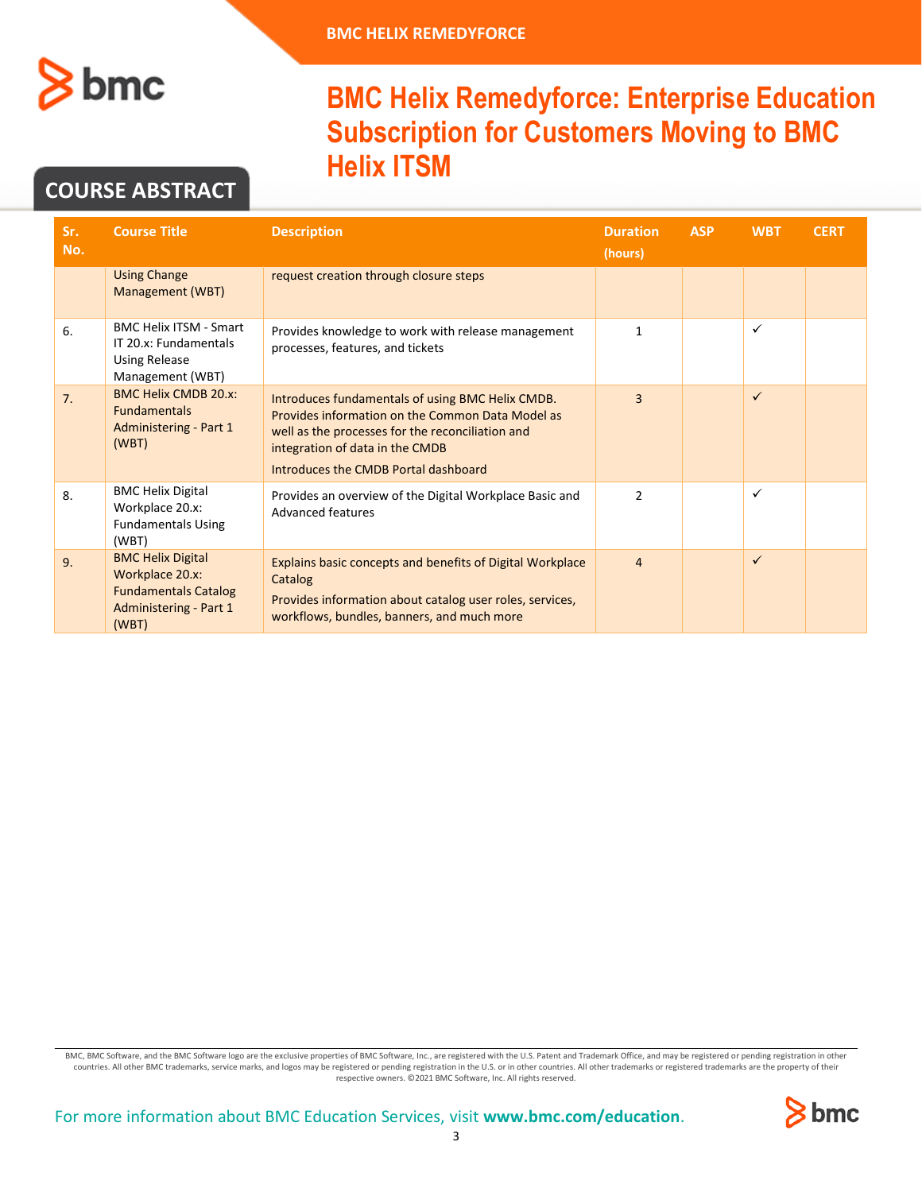# BMC Helix Remedyforce: Enterprise Education Subscription for Customers Moving to BMC Helix ITSM

## COURSE ABSTRACT

| Sr. No. | Course Title | Description | Duration (hours) | ASP | WBT | CERT |
|---|---|---|---|---|---|---|
| | Using Change Management (WBT) | request creation through closure steps | | | | |
| 6. | BMC Helix ITSM - Smart IT 20.x: Fundamentals Using Release Management (WBT) | Provides knowledge to work with release management processes, features, and tickets | 1 | | ✓ | |
| 7. | BMC Helix CMDB 20.x: Fundamentals Administering - Part 1 (WBT) | Introduces fundamentals of using BMC Helix CMDB. Provides information on the Common Data Model as well as the processes for the reconciliation and integration of data in the CMDB<br>Introduces the CMDB Portal dashboard | 3 | | ✓ | |
| 8. | BMC Helix Digital Workplace 20.x: Fundamentals Using (WBT) | Provides an overview of the Digital Workplace Basic and Advanced features | 2 | | ✓ | |
| 9. | BMC Helix Digital Workplace 20.x: Fundamentals Catalog Administering - Part 1 (WBT) | Explains basic concepts and benefits of Digital Workplace Catalog<br>Provides information about catalog user roles, services, workflows, bundles, banners, and much more | 4 | | ✓ | |

BMC, BMC Software, and the BMC Software logo are the exclusive properties of BMC Software, Inc., are registered with the U.S. Patent and Trademark Office, and may be registered or pending registration in other countries. All other BMC trademarks, service marks, and logos may be registered or pending registration in the U.S. or in other countries. All other trademarks or registered trademarks are the property of their respective owners. ©2021 BMC Software, Inc. All rights reserved.

For more information about BMC Education Services, visit **www.bmc.com/education**.